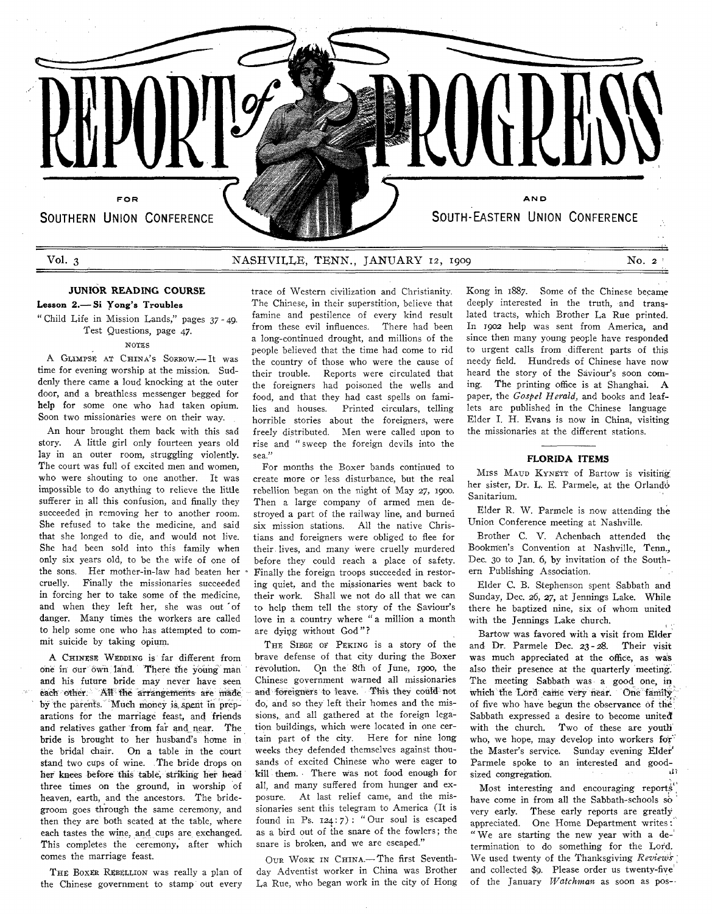# REPORT of PROGRESS

FOR SOUTHERN UNION CONFERENCE AND SOUTH-EASTERN UNION CONFERENCE

Vol. 3 NASHVILLE, TENN., JANUARY 12, 1909 No. 2

## JUNIOR READING COURSE

### Lesson 2.— Si Yong's Troubles

"Child Life in Mission Lands," pages 37-49. Test Questions, page 47.

NOTES

A GLIMPSE AT CHINA'S SORROW.— It was time for evening worship at the mission. Suddenly there came a loud knocking at the outer door, and a breathless messenger begged for help for some one who had taken opium. Soon two missionaries were on their way.

An hour brought them back with this sad story. A little girl only fourteen years old lay in an outer room, struggling violently. The court was full of excited men and women, who were shouting to one another. It was impossible to do anything to relieve the little sufferer in all this confusion, and finally they succeeded in removing her to another room. She refused to take the medicine, and said that she longed to die, and would not live. She had been sold into this family when only six years old, to be the wife of one of the sons. Her mother-in-law had beaten her cruelly. Finally the missionaries succeeded in forcing her to take some of the medicine, and when they left her, she was out of danger. Many times the workers are called to help some one who has attempted to commit suicide by taking opium.

A CHINESE WEDDING is far different from one in our own land. There the young man and his future bride may never have seen each other. All the arrangements are made by the parents. Much money is spent in preparations for the marriage feast, and friends and relatives gather from far and near. The bride is brought to her husband's home in the bridal chair. On a table in the court stand two cups of wine. The bride drops on her knees before this table, striking her head three times on the ground, in worship of heaven, earth, and the ancestors. The bridegroom goes through the same ceremony, and then they are both seated at the table, where each tastes the wine, and cups are exchanged. This completes the ceremony, after which comes the marriage feast.

THE BOXER REBELLION was really a plan of the Chinese government to stamp out every trace of Western civilization and Christianity. The Chinese, in their superstition, believe that famine and pestilence of every kind result from these evil influences. There had been a long-continued drought, and millions of the people believed that the time had come to rid the country of those who were the cause of their trouble. Reports were circulated that the foreigners had poisoned the wells and food, and that they had cast spells on families and houses. Printed circulars, telling horrible stories about the foreigners, were freely distributed. Men were called upon to rise and "sweep the foreign devils into the sea."

For months the Boxer bands continued to create more or less disturbance, but the real rebellion began on the night of May 27, 1900. Then a large company of armed men destroyed a part of the railway line, and burned six mission stations. All the native Christians and foreigners were obliged to flee for their lives, and many were cruelly murdered before they could reach a place of safety. Finally the foreign troops succeeded in restoring quiet, and the missionaries went back to their work. Shall we not do all that we can to help them tell the story of the Saviour's love in a country where "a million a month are dying without God"?

THE SIEGE OF PEKING is a story of the brave defense of that city during the Boxer revolution. On the 8th of June, 1900, the Chinese government warned all missionaries and foreigners to leave. This they could not do, and so they left their homes and the missions, and all gathered at the foreign legation buildings, which were located in one certain part of the city. Here for nine long weeks they defended themselves against thousands of excited Chinese who were eager to kill them. There was not food enough for all, and many suffered from hunger and exposure. At last relief came, and the missionaries sent this telegram to America (It is found in Ps. 124:7): "Our soul is escaped as a bird out of the snare of the fowlers; the snare is broken, and we are escaped."

OUR WORK IN CHINA.— The first Seventh-day Adventist worker in China was Brother La Rue, who began work in the city of Hong Kong in 1887. Some of the Chinese became deeply interested in the truth, and translated tracts, which Brother La Rue printed. In 1902 help was sent from America, and since then many young people have responded to urgent calls from different parts of this needy field. Hundreds of Chinese have now heard the story of the Saviour's soon coming. The printing office is at Shanghai. A paper, the *Gospel Herald*, and books and leaflets are published in the Chinese language Elder I. H. Evans is now in China, visiting the missionaries at the different stations.

## FLORIDA ITEMS

MISS MAUD KYNETT of Bartow is visiting her sister, Dr. L. E. Parmele, at the Orlando Sanitarium.

Elder R. W. Parmele is now attending the Union Conference meeting at Nashville.

Brother C. V. Achenbach attended the Bookmen's Convention at Nashville, Tenn., Dec. 30 to Jan. 6, by invitation of the Southern Publishing Association.

Elder C. B. Stephenson spent Sabbath and Sunday, Dec. 26, 27, at Jennings Lake. While there he baptized nine, six of whom united with the Jennings Lake church.

Bartow was favored with a visit from Elder and Dr. Parmele Dec. 23-28. Their visit was much appreciated at the office, as was also their presence at the quarterly meeting. The meeting Sabbath was a good one, in which the Lord came very near. One family of five who have begun the observance of the Sabbath expressed a desire to become united with the church. Two of these are youth who, we hope, may develop into workers for the Master's service. Sunday evening Elder Parmele spoke to an interested and good-sized congregation.

Most interesting and encouraging reports have come in from all the Sabbath-schools so very early. These early reports are greatly appreciated. One Home Department writes: "We are starting the new year with a determination to do something for the Lord. We used twenty of the Thanksgiving *Reviews* and collected $9. Please order us twenty-five of the January *Watchman* as soon as pos-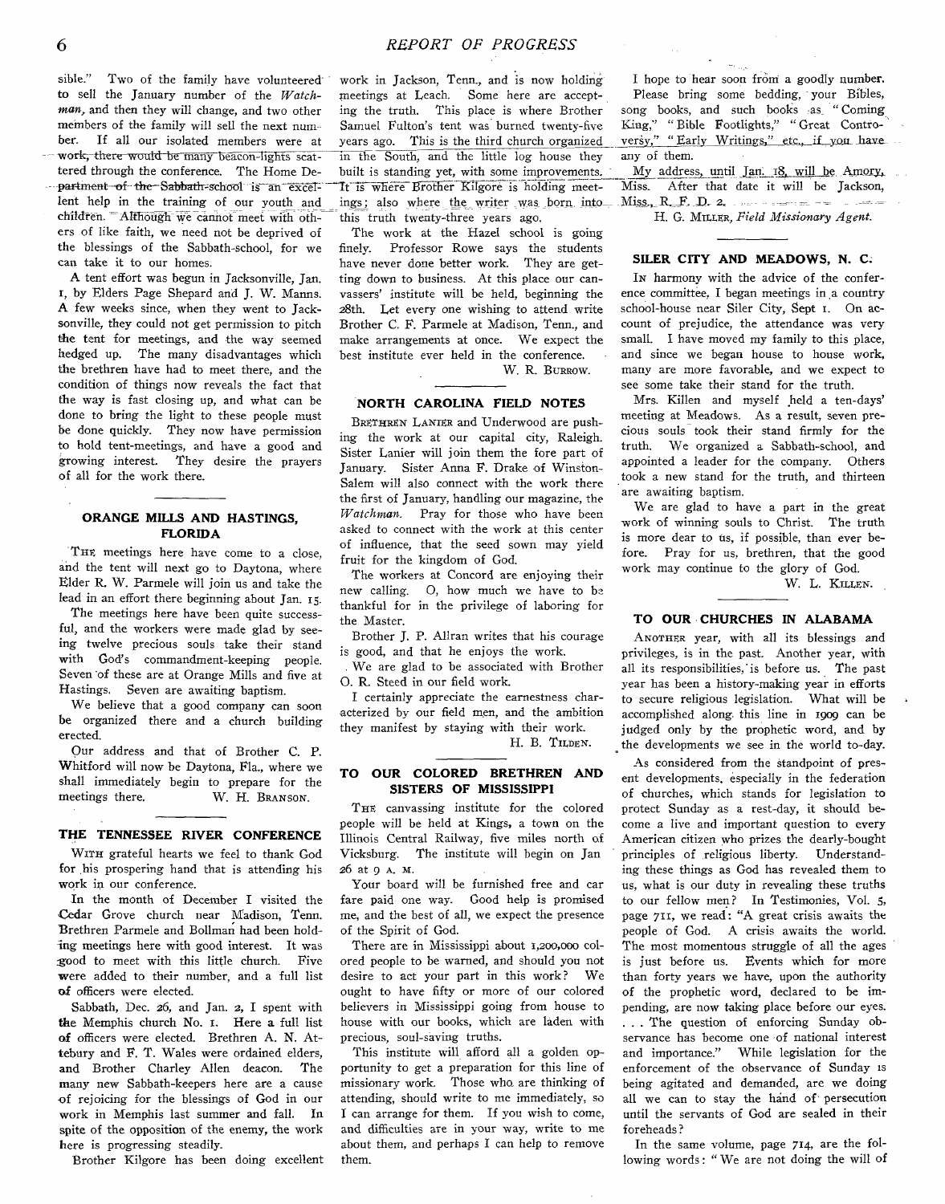sible." Two of the family have volunteered to sell the January number of the *Watchman*, and then they will change, and two other members of the family will sell the next number. If all our isolated members were at work, there would be many beacon-lights scattered through the conference. The Home Department of the Sabbath-school is an excellent help in the training of our youth and children. Although we cannot meet with others of like faith, we need not be deprived of the blessings of the Sabbath-school, for we can take it to our homes.

A tent effort was begun in Jacksonville, Jan. 1, by Elders Page Shepard and J. W. Manns. A few weeks since, when they went to Jacksonville, they could not get permission to pitch the tent for meetings, and the way seemed hedged up. The many disadvantages which the brethren have had to meet there, and the condition of things now reveals the fact that the way is fast closing up, and what can be done to bring the light to these people must be done quickly. They now have permission to hold tent-meetings, and have a good and growing interest. They desire the prayers of all for the work there.

## ORANGE MILLS AND HASTINGS, FLORIDA

The meetings here have come to a close, and the tent will next go to Daytona, where Elder R. W. Parmele will join us and take the lead in an effort there beginning about Jan. 15.

The meetings here have been quite successful, and the workers were made glad by seeing twelve precious souls take their stand with God's commandment-keeping people. Seven of these are at Orange Mills and five at Hastings. Seven are awaiting baptism.

We believe that a good company can soon be organized there and a church building erected.

Our address and that of Brother C. P. Whitford will now be Daytona, Fla., where we shall immediately begin to prepare for the meetings there.

W. H. Branson.

## THE TENNESSEE RIVER CONFERENCE

With grateful hearts we feel to thank God for his prospering hand that is attending his work in our conference.

In the month of December I visited the Cedar Grove church near Madison, Tenn. Brethren Parmele and Bollman had been holding meetings here with good interest. It was good to meet with this little church. Five were added to their number, and a full list of officers were elected.

Sabbath, Dec. 26, and Jan. 2, I spent with the Memphis church No. 1. Here a full list of officers were elected. Brethren A. N. Attebury and F. T. Wales were ordained elders, and Brother Charley Allen deacon. The many new Sabbath-keepers here are a cause of rejoicing for the blessings of God in our work in Memphis last summer and fall. In spite of the opposition of the enemy, the work here is progressing steadily.

Brother Kilgore has been doing excellent work in Jackson, Tenn., and is now holding meetings at Leach. Some here are accepting the truth. This place is where Brother Samuel Fulton's tent was burned twenty-five years ago. This is the third church organized in the South, and the little log house they built is standing yet, with some improvements. It is where Brother Kilgore is holding meetings; also where the writer was born into this truth twenty-three years ago.

The work at the Hazel school is going finely. Professor Rowe says the students have never done better work. They are getting down to business. At this place our canvassers' institute will be held, beginning the 28th. Let every one wishing to attend write Brother C. F. Parmele at Madison, Tenn., and make arrangements at once. We expect the best institute ever held in the conference.

W. R. Burrow.

## NORTH CAROLINA FIELD NOTES

Brethren Lanier and Underwood are pushing the work at our capital city, Raleigh. Sister Lanier will join them the fore part of January. Sister Anna F. Drake of Winston-Salem will also connect with the work there the first of January, handling our magazine, the *Watchman*. Pray for those who have been asked to connect with the work at this center of influence, that the seed sown may yield fruit for the kingdom of God.

The workers at Concord are enjoying their new calling. O, how much we have to be thankful for in the privilege of laboring for the Master.

Brother J. P. Allran writes that his courage is good, and that he enjoys the work.

We are glad to be associated with Brother O. R. Steed in our field work.

I certainly appreciate the earnestness characterized by our field men, and the ambition they manifest by staying with their work.

H. B. Tilden.

## TO OUR COLORED BRETHREN AND SISTERS OF MISSISSIPPI

The canvassing institute for the colored people will be held at Kings, a town on the Illinois Central Railway, five miles north of Vicksburg. The institute will begin on Jan 26 at 9 A. M.

Your board will be furnished free and car fare paid one way. Good help is promised me, and the best of all, we expect the presence of the Spirit of God.

There are in Mississippi about 1,200,000 colored people to be warned, and should you not desire to act your part in this work? We ought to have fifty or more of our colored believers in Mississippi going from house to house with our books, which are laden with precious, soul-saving truths.

This institute will afford all a golden opportunity to get a preparation for this line of missionary work. Those who are thinking of attending, should write to me immediately, so I can arrange for them. If you wish to come, and difficulties are in your way, write to me about them, and perhaps I can help to remove them.

I hope to hear soon from a goodly number.

Please bring some bedding, your Bibles, song books, and such books as "Coming King," "Bible Footlights," "Great Controversy," "Early Writings," etc., if you have any of them.

My address, until Jan. 18, will be Amory, Miss. After that date it will be Jackson, Miss., R. F. D. 2.

H. G. Miller, *Field Missionary Agent.*

## SILER CITY AND MEADOWS, N. C.

In harmony with the advice of the conference committee, I began meetings in a country school-house near Siler City, Sept 1. On account of prejudice, the attendance was very small. I have moved my family to this place, and since we began house to house work, many are more favorable, and we expect to see some take their stand for the truth.

Mrs. Killen and myself held a ten-days' meeting at Meadows. As a result, seven precious souls took their stand firmly for the truth. We organized a Sabbath-school, and appointed a leader for the company. Others took a new stand for the truth, and thirteen are awaiting baptism.

We are glad to have a part in the great work of winning souls to Christ. The truth is more dear to us, if possible, than ever before. Pray for us, brethren, that the good work may continue to the glory of God.

W. L. Killen.

## TO OUR CHURCHES IN ALABAMA

Another year, with all its blessings and privileges, is in the past. Another year, with all its responsibilities, is before us. The past year has been a history-making year in efforts to secure religious legislation. What will be accomplished along this line in 1909 can be judged only by the prophetic word, and by the developments we see in the world to-day.

As considered from the standpoint of present developments, especially in the federation of churches, which stands for legislation to protect Sunday as a rest-day, it should become a live and important question to every American citizen who prizes the dearly-bought principles of religious liberty. Understanding these things as God has revealed them to us, what is our duty in revealing these truths to our fellow men? In Testimonies, Vol. 5, page 711, we read: "A great crisis awaits the people of God. A crisis awaits the world. The most momentous struggle of all the ages is just before us. Events which for more than forty years we have, upon the authority of the prophetic word, declared to be impending, are now taking place before our eyes. . . . The question of enforcing Sunday observance has become one of national interest and importance." While legislation for the enforcement of the observance of Sunday is being agitated and demanded, are we doing all we can to stay the hand of persecution until the servants of God are sealed in their foreheads?

In the same volume, page 714, are the following words: "We are not doing the will of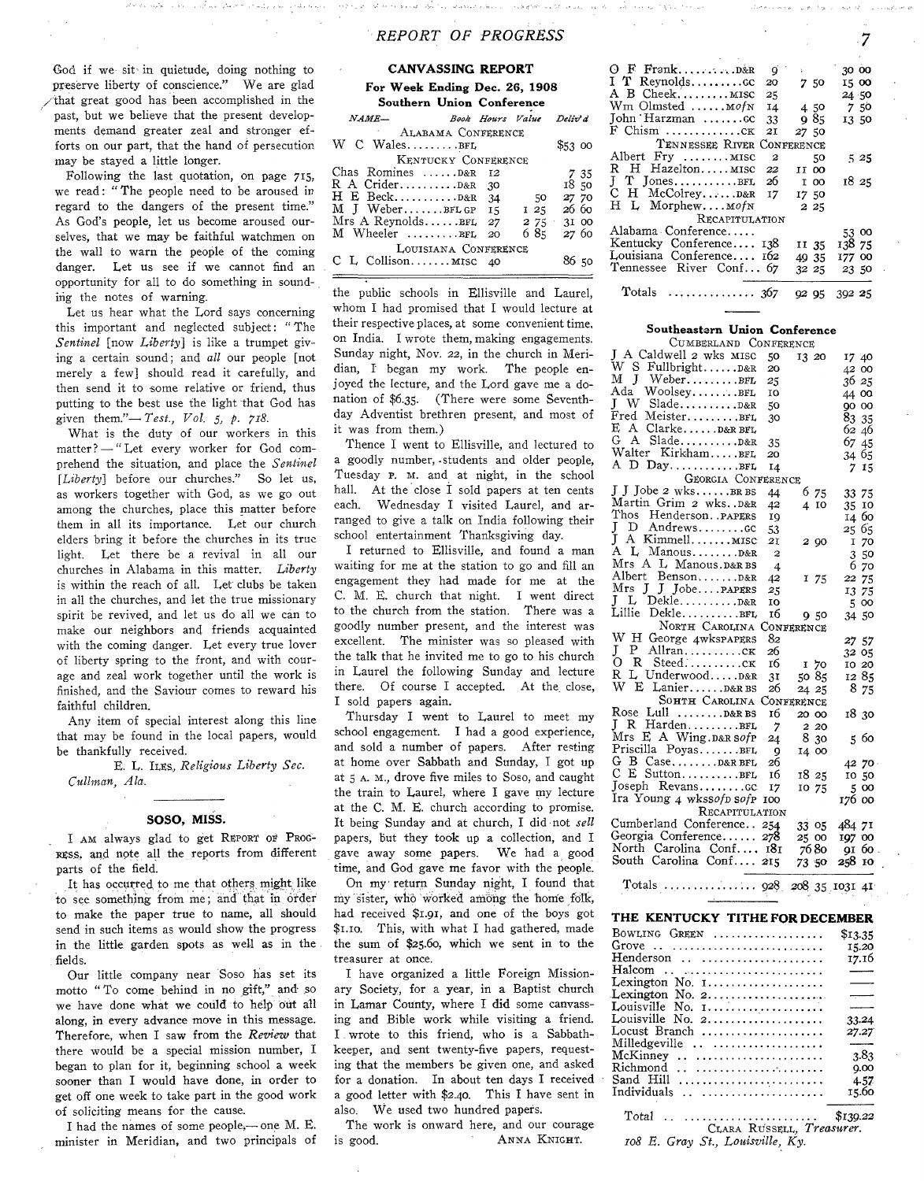God if we sit in quietude, doing nothing to preserve liberty of conscience." We are glad that great good has been accomplished in the past, but we believe that the present developments demand greater zeal and stronger efforts on our part, that the hand of persecution may be stayed a little longer.

Following the last quotation, on page 715, we read: "The people need to be aroused in regard to the dangers of the present time." As God's people, let us become aroused ourselves, that we may be faithful watchmen on the wall to warn the people of the coming danger. Let us see if we cannot find an opportunity for all to do something in sounding the notes of warning.

Let us hear what the Lord says concerning this important and neglected subject: "The *Sentinel* [now *Liberty*] is like a trumpet giving a certain sound; and *all* our people [not merely a few] should read it carefully, and then send it to some relative or friend, thus putting to the best use the light that God has given them."— *Test., Vol. 5, p. 718.*

What is the duty of our workers in this matter? — "Let every worker for God comprehend the situation, and place the *Sentinel* [*Liberty*] before our churches." So let us, as workers together with God, as we go out among the churches, place this matter before them in all its importance. Let our church elders bring it before the churches in its true light. Let there be a revival in all our churches in Alabama in this matter. *Liberty* is within the reach of all. Let clubs be taken in all the churches, and let the true missionary spirit be revived, and let us do all we can to make our neighbors and friends acquainted with the coming danger. Let every true lover of liberty spring to the front, and with courage and zeal work together until the work is finished, and the Saviour comes to reward his faithful children.

Any item of special interest along this line that may be found in the local papers, would be thankfully received.

E. L. ILES, *Religious Liberty Sec. Cullman, Ala.*

## SOSO, MISS.

I AM always glad to get REPORT OF PROGRESS, and note all the reports from different parts of the field.

It has occurred to me that others might like to see something from me; and that in order to make the paper true to name, all should send in such items as would show the progress in the little garden spots as well as in the fields.

Our little company near Soso has set its motto "To come behind in no gift," and so we have done what we could to help out all along, in every advance move in this message. Therefore, when I saw from the *Review* that there would be a special mission number, I began to plan for it, beginning school a week sooner than I would have done, in order to get off one week to take part in the good work of soliciting means for the cause.

I had the names of some people,— one M. E. minister in Meridian, and two principals of the public schools in Ellisville and Laurel, whom I had promised that I would lecture at their respective places, at some convenient time, on India. I wrote them, making engagements. Sunday night, Nov. 22, in the church in Meridian, I began my work. The people enjoyed the lecture, and the Lord gave me a donation of $6.35. (There were some Seventh-day Adventist brethren present, and most of it was from them.)

Thence I went to Ellisville, and lectured to a goodly number, students and older people, Tuesday P. M. and at night, in the school hall. At the close I sold papers at ten cents each. Wednesday I visited Laurel, and arranged to give a talk on India following their school entertainment Thanksgiving day.

I returned to Ellisville, and found a man waiting for me at the station to go and fill an engagement they had made for me at the C. M. E. church that night. I went direct to the church from the station. There was a goodly number present, and the interest was excellent. The minister was so pleased with the talk that he invited me to go to his church in Laurel the following Sunday and lecture there. Of course I accepted. At the close, I sold papers again.

Thursday I went to Laurel to meet my school engagement. I had a good experience, and sold a number of papers. After resting at home over Sabbath and Sunday, I got up at 5 A. M., drove five miles to Soso, and caught the train to Laurel, where I gave my lecture at the C. M. E. church according to promise. It being Sunday and at church, I did not *sell* papers, but they took up a collection, and I gave away some papers. We had a good time, and God gave me favor with the people.

On my return Sunday night, I found that my sister, who worked among the home folk, had received $1.91, and one of the boys got $1.10. This, with what I had gathered, made the sum of $25.60, which we sent in to the treasurer at once.

I have organized a little Foreign Missionary Society, for a year, in a Baptist church in Lamar County, where I did some canvassing and Bible work while visiting a friend. I wrote to this friend, who is a Sabbath-keeper, and sent twenty-five papers, requesting that the members be given one, and asked for a donation. In about ten days I received a good letter with $2.40. This I have sent in also. We used two hundred papers.

The work is onward here, and our courage is good. ANNA KNIGHT.

## CANVASSING REPORT

**For Week Ending Dec. 26, 1908**

**Southern Union Conference**

| NAME— | | Book | Hours | Value | Deliv'd |
|---|---|---|---|---|---|
| ALABAMA CONFERENCE | | | | | |
| W C Wales | | BFL | | | $53 00 |
| KENTUCKY CONFERENCE | | | | | |
| Chas Romines | | D&R | 12 | | 7 35 |
| R A Crider | | D&R | 30 | | 18 50 |
| H E Beck | | D&R | 34 | 50 | 27 70 |
| M J Weber | | BFL GP | 15 | 1 25 | 26 60 |
| Mrs A Reynolds | | BFL | 27 | 2 75 | 31 00 |
| M Wheeler | | BFL | 20 | 6 85 | 27 60 |
| LOUISIANA CONFERENCE | | | | | |
| C L Collison | | MISC | 40 | | 86 50 |
| O F Frank | | D&R | 9 | | 30 00 |
| I T Reynolds | | GC | 20 | 7 50 | 15 00 |
| A B Cheek | | MISC | 25 | | 24 50 |
| Wm Olmsted | | MOfN | 14 | 4 50 | 7 50 |
| John Harzman | | GC | 33 | 9 85 | 13 50 |
| F Chism | | CK | 21 | 27 50 | |
| TENNESSEE RIVER CONFERENCE | | | | | |
| Albert Fry | | MISC | 2 | 50 | 5 25 |
| R H Hazelton | | MISC | 22 | 11 00 | |
| J T Jones | | BFL | 26 | 1 00 | 18 25 |
| C H McColrey | | D&R | 17 | 17 50 | |
| H L Morphew | | MOfN | | 2 25 | |
| RECAPITULATION | | | | | |
| Alabama Conference | | | | | 53 00 |
| Kentucky Conference | | | 138 | 11 35 | 138 75 |
| Louisiana Conference | | | 162 | 49 35 | 177 00 |
| Tennessee River Conf | | | 67 | 32 25 | 23 50 |
| Totals | | | 367 | 92 95 | 392 25 |

**Southeastern Union Conference**

| NAME— | Book | Hours | Value | Deliv'd |
|---|---|---|---|---|
| CUMBERLAND CONFERENCE | | | | |
| J A Caldwell 2 wks | MISC | 50 | 13 20 | 17 40 |
| W S Fullbright | D&R | 20 | | 42 00 |
| M J Weber | BFL | 25 | | 36 25 |
| Ada Woolsey | BFL | 10 | | 44 00 |
| J W Slade | D&R | 50 | | 90 00 |
| Fred Meister | BFL | 30 | | 83 35 |
| E A Clarke | D&R BFL | | | 62 46 |
| G A Slade | D&R | 35 | | 67 45 |
| Walter Kirkham | BFL | 20 | | 34 65 |
| A D Day | BFL | 14 | | 7 15 |
| GEORGIA CONFERENCE | | | | |
| J J Jobe 2 wks | BR BS | 44 | 6 75 | 33 75 |
| Martin Grim 2 wks | D&R | 42 | 4 10 | 35 10 |
| Thos Henderson | PAPERS | 19 | | 14 60 |
| J D Andrews | GC | 53 | | 25 65 |
| J A Kimmell | MISC | 21 | 2 90 | 1 70 |
| A L Manous | D&R | 2 | | 3 50 |
| Mrs A L Manous | D&R BS | 4 | | 6 70 |
| Albert Benson | D&R | 42 | 1 75 | 22 75 |
| Mrs J J Jobe | PAPERS | 25 | | 13 75 |
| J L Dekle | D&R | 10 | | 5 00 |
| Lillie Dekle | BFL | 16 | 9 50 | 34 50 |
| NORTH CAROLINA CONFERENCE | | | | |
| W H George 4wks | PAPERS | 82 | | 27 57 |
| J P Allran | CK | 26 | | 32 05 |
| O R Steed | CK | 16 | 1 70 | 10 20 |
| R L Underwood | D&R | 31 | 50 85 | 12 85 |
| W E Lanier | D&R BS | 26 | 24 25 | 8 75 |
| SOUTH CAROLINA CONFERENCE | | | | |
| Rose Lull | D&R BS | 16 | 20 00 | 18 30 |
| J R Harden | BFL | 7 | 2 20 | |
| Mrs E A Wing | D&R SofP | 24 | 8 30 | 5 60 |
| Priscilla Poyas | BFL | 9 | 14 00 | |
| G B Case | D&R BFL | 26 | | 42 70 |
| C E Sutton | BFL | 16 | 18 25 | 10 50 |
| Joseph Revans | GC | 17 | 10 75 | 5 00 |
| Ira Young 4 wks | SofD SofP | 100 | | 176 00 |
| RECAPITULATION | | | | |
| Cumberland Conference | | 254 | 33 05 | 484 71 |
| Georgia Conference | | 278 | 25 00 | 197 00 |
| North Carolina Conf | | 181 | 76 80 | 91 60 |
| South Carolina Conf | | 215 | 73 50 | 258 10 |
| Totals | | 928 | 208 35 | 1031 41 |

## THE KENTUCKY TITHE FOR DECEMBER

| | |
|---|---|
| BOWLING GREEN | $13.35 |
| Grove | 15.20 |
| Henderson | 17.16 |
| Halcom | —— |
| Lexington No. 1 | —— |
| Lexington No. 2 | —— |
| Louisville No. 1 | —— |
| Louisville No. 2 | 33.24 |
| Locust Branch | 27.27 |
| Milledgeville | —— |
| McKinney | 3.83 |
| Richmond | 9.00 |
| Sand Hill | 4.57 |
| Individuals | 15.60 |
| Total | $139.22 |

CLARA RUSSELL, *Treasurer.*
*108 E. Gray St., Louisville, Ky.*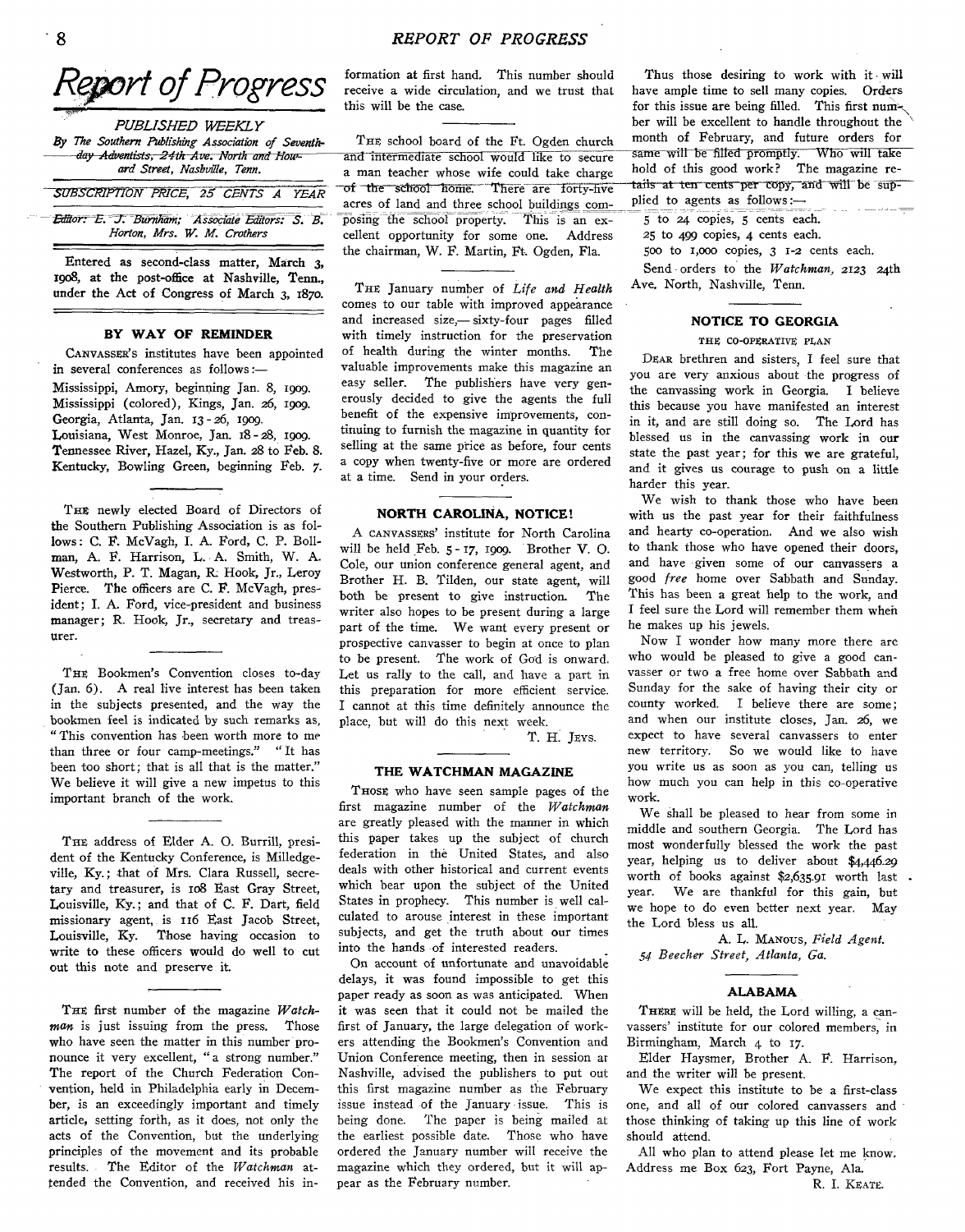# Report of Progress

*PUBLISHED WEEKLY*

*By The Southern Publishing Association of Seventh-day Adventists, 24th Ave. North and Howard Street, Nashville, Tenn.*

*SUBSCRIPTION PRICE, 25 CENTS A YEAR*

*Editor: E. J. Burnham; Associate Editors: S. B. Horton, Mrs. W. M. Crothers*

Entered as second-class matter, March 3, 1908, at the post-office at Nashville, Tenn., under the Act of Congress of March 3, 1870.

## BY WAY OF REMINDER

CANVASSER'S institutes have been appointed in several conferences as follows:—

Mississippi, Amory, beginning Jan. 8, 1909.
Mississippi (colored), Kings, Jan. 26, 1909.
Georgia, Atlanta, Jan. 13-26, 1909.
Louisiana, West Monroe, Jan. 18-28, 1909.
Tennessee River, Hazel, Ky., Jan. 28 to Feb. 8.
Kentucky, Bowling Green, beginning Feb. 7.

---

THE newly elected Board of Directors of the Southern Publishing Association is as follows: C. F. McVagh, I. A. Ford, C. P. Bollman, A. F. Harrison, L. A. Smith, W. A. Westworth, P. T. Magan, R. Hook, Jr., Leroy Pierce. The officers are C. F. McVagh, president; I. A. Ford, vice-president and business manager; R. Hook, Jr., secretary and treasurer.

---

THE Bookmen's Convention closes to-day (Jan. 6). A real live interest has been taken in the subjects presented, and the way the bookmen feel is indicated by such remarks as, "This convention has been worth more to me than three or four camp-meetings." "It has been too short; that is all that is the matter." We believe it will give a new impetus to this important branch of the work.

---

THE address of Elder A. O. Burrill, president of the Kentucky Conference, is Milledgeville, Ky.; that of Mrs. Clara Russell, secretary and treasurer, is 108 East Gray Street, Louisville, Ky.; and that of C. F. Dart, field missionary agent, is 116 East Jacob Street, Louisville, Ky. Those having occasion to write to these officers would do well to cut out this note and preserve it.

---

THE first number of the magazine *Watchman* is just issuing from the press. Those who have seen the matter in this number pronounce it very excellent, "a strong number." The report of the Church Federation Convention, held in Philadelphia early in December, is an exceedingly important and timely article, setting forth, as it does, not only the acts of the Convention, but the underlying principles of the movement and its probable results. The Editor of the *Watchman* attended the Convention, and received his information at first hand. This number should receive a wide circulation, and we trust that this will be the case.

---

THE school board of the Ft. Ogden church and intermediate school would like to secure a man teacher whose wife could take charge of the school home. There are forty-five acres of land and three school buildings composing the school property. This is an excellent opportunity for some one. Address the chairman, W. F. Martin, Ft. Ogden, Fla.

---

THE January number of *Life and Health* comes to our table with improved appearance and increased size,— sixty-four pages filled with timely instruction for the preservation of health during the winter months. The valuable improvements make this magazine an easy seller. The publishers have very generously decided to give the agents the full benefit of the expensive improvements, continuing to furnish the magazine in quantity for selling at the same price as before, four cents a copy when twenty-five or more are ordered at a time. Send in your orders.

## NORTH CAROLINA, NOTICE!

A CANVASSERS' institute for North Carolina will be held Feb. 5-17, 1909. Brother V. O. Cole, our union conference general agent, and Brother H. B. Tilden, our state agent, will both be present to give instruction. The writer also hopes to be present during a large part of the time. We want every present or prospective canvasser to begin at once to plan to be present. The work of God is onward. Let us rally to the call, and have a part in this preparation for more efficient service. I cannot at this time definitely announce the place, but will do this next week.

T. H. JEYS.

## THE WATCHMAN MAGAZINE

THOSE who have seen sample pages of the first magazine number of the *Watchman* are greatly pleased with the manner in which this paper takes up the subject of church federation in the United States, and also deals with other historical and current events which bear upon the subject of the United States in prophecy. This number is well calculated to arouse interest in these important subjects, and get the truth about our times into the hands of interested readers.

On account of unfortunate and unavoidable delays, it was found impossible to get this paper ready as soon as was anticipated. When it was seen that it could not be mailed the first of January, the large delegation of workers attending the Bookmen's Convention and Union Conference meeting, then in session at Nashville, advised the publishers to put out this first magazine number as the February issue instead of the January issue. This is being done. The paper is being mailed at the earliest possible date. Those who have ordered the January number will receive the magazine which they ordered, but it will appear as the February number.

Thus those desiring to work with it will have ample time to sell many copies. Orders for this issue are being filled. This first number will be excellent to handle throughout the month of February, and future orders for same will be filled promptly. Who will take hold of this good work? The magazine retails at ten cents per copy, and will be supplied to agents as follows:—

5 to 24 copies, 5 cents each.
25 to 499 copies, 4 cents each.
500 to 1,000 copies, 3 1-2 cents each.

Send orders to the *Watchman*, 2123 24th Ave. North, Nashville, Tenn.

## NOTICE TO GEORGIA

### THE CO-OPERATIVE PLAN

DEAR brethren and sisters, I feel sure that you are very anxious about the progress of the canvassing work in Georgia. I believe this because you have manifested an interest in it, and are still doing so. The Lord has blessed us in the canvassing work in our state the past year; for this we are grateful, and it gives us courage to push on a little harder this year.

We wish to thank those who have been with us the past year for their faithfulness and hearty co-operation. And we also wish to thank those who have opened their doors, and have given some of our canvassers a good *free* home over Sabbath and Sunday. This has been a great help to the work, and I feel sure the Lord will remember them when he makes up his jewels.

Now I wonder how many more there are who would be pleased to give a good canvasser or two a free home over Sabbath and Sunday for the sake of having their city or county worked. I believe there are some; and when our institute closes, Jan. 26, we expect to have several canvassers to enter new territory. So we would like to have you write us as soon as you can, telling us how much you can help in this co-operative work.

We shall be pleased to hear from some in middle and southern Georgia. The Lord has most wonderfully blessed the work the past year, helping us to deliver about $4,446.29 worth of books against $2,635.91 worth last year. We are thankful for this gain, but we hope to do even better next year. May the Lord bless us all.

A. L. MANOUS, *Field Agent.*
*54 Beecher Street, Atlanta, Ga.*

## ALABAMA

THERE will be held, the Lord willing, a canvassers' institute for our colored members, in Birmingham, March 4 to 17.

Elder Haysmer, Brother A. F. Harrison, and the writer will be present.

We expect this institute to be a first-class one, and all of our colored canvassers and those thinking of taking up this line of work should attend.

All who plan to attend please let me know. Address me Box 623, Fort Payne, Ala.

R. I. KEATE.